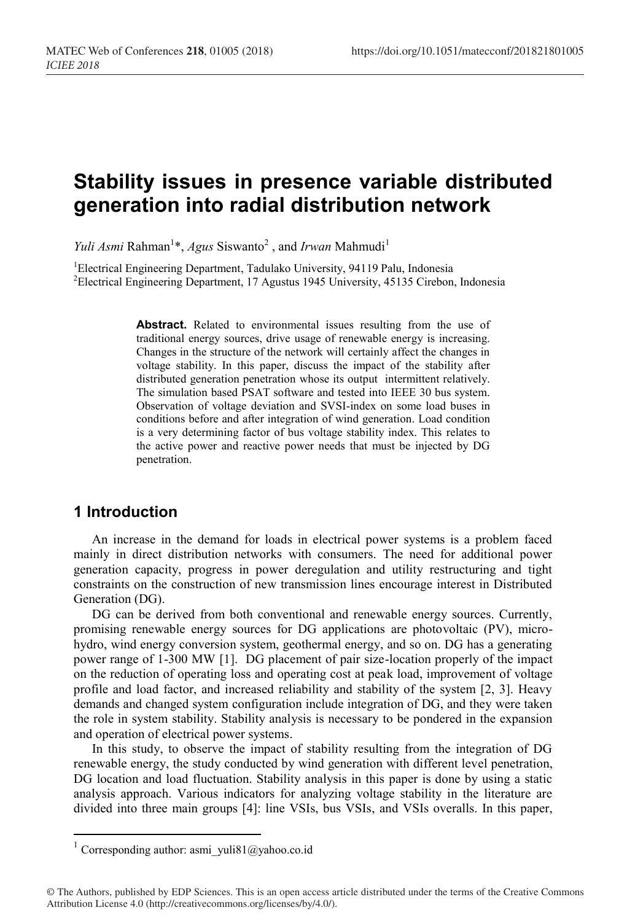# Stability issues in presence variable distributed generation into radial distribution network

*Yuli Asmi* Rahman[1]*, *Agus* Siswanto[2] , and *Irwan* Mahmudi[1]

[1]Electrical Engineering Department, Tadulako University, 94119 Palu, Indonesia
[2]Electrical Engineering Department, 17 Agustus 1945 University, 45135 Cirebon, Indonesia

**Abstract.** Related to environmental issues resulting from the use of traditional energy sources, drive usage of renewable energy is increasing. Changes in the structure of the network will certainly affect the changes in voltage stability. In this paper, discuss the impact of the stability after distributed generation penetration whose its output intermittent relatively. The simulation based PSAT software and tested into IEEE 30 bus system. Observation of voltage deviation and SVSI-index on some load buses in conditions before and after integration of wind generation. Load condition is a very determining factor of bus voltage stability index. This relates to the active power and reactive power needs that must be injected by DG penetration.

## 1 Introduction

An increase in the demand for loads in electrical power systems is a problem faced mainly in direct distribution networks with consumers. The need for additional power generation capacity, progress in power deregulation and utility restructuring and tight constraints on the construction of new transmission lines encourage interest in Distributed Generation (DG).

DG can be derived from both conventional and renewable energy sources. Currently, promising renewable energy sources for DG applications are photovoltaic (PV), micro-hydro, wind energy conversion system, geothermal energy, and so on. DG has a generating power range of 1-300 MW [1]. DG placement of pair size-location properly of the impact on the reduction of operating loss and operating cost at peak load, improvement of voltage profile and load factor, and increased reliability and stability of the system [2, 3]. Heavy demands and changed system configuration include integration of DG, and they were taken the role in system stability. Stability analysis is necessary to be pondered in the expansion and operation of electrical power systems.

In this study, to observe the impact of stability resulting from the integration of DG renewable energy, the study conducted by wind generation with different level penetration, DG location and load fluctuation. Stability analysis in this paper is done by using a static analysis approach. Various indicators for analyzing voltage stability in the literature are divided into three main groups [4]: line VSIs, bus VSIs, and VSIs overalls. In this paper,

---

[1] Corresponding author: asmi_yuli81@yahoo.co.id

© The Authors, published by EDP Sciences. This is an open access article distributed under the terms of the Creative Commons Attribution License 4.0 (http://creativecommons.org/licenses/by/4.0/).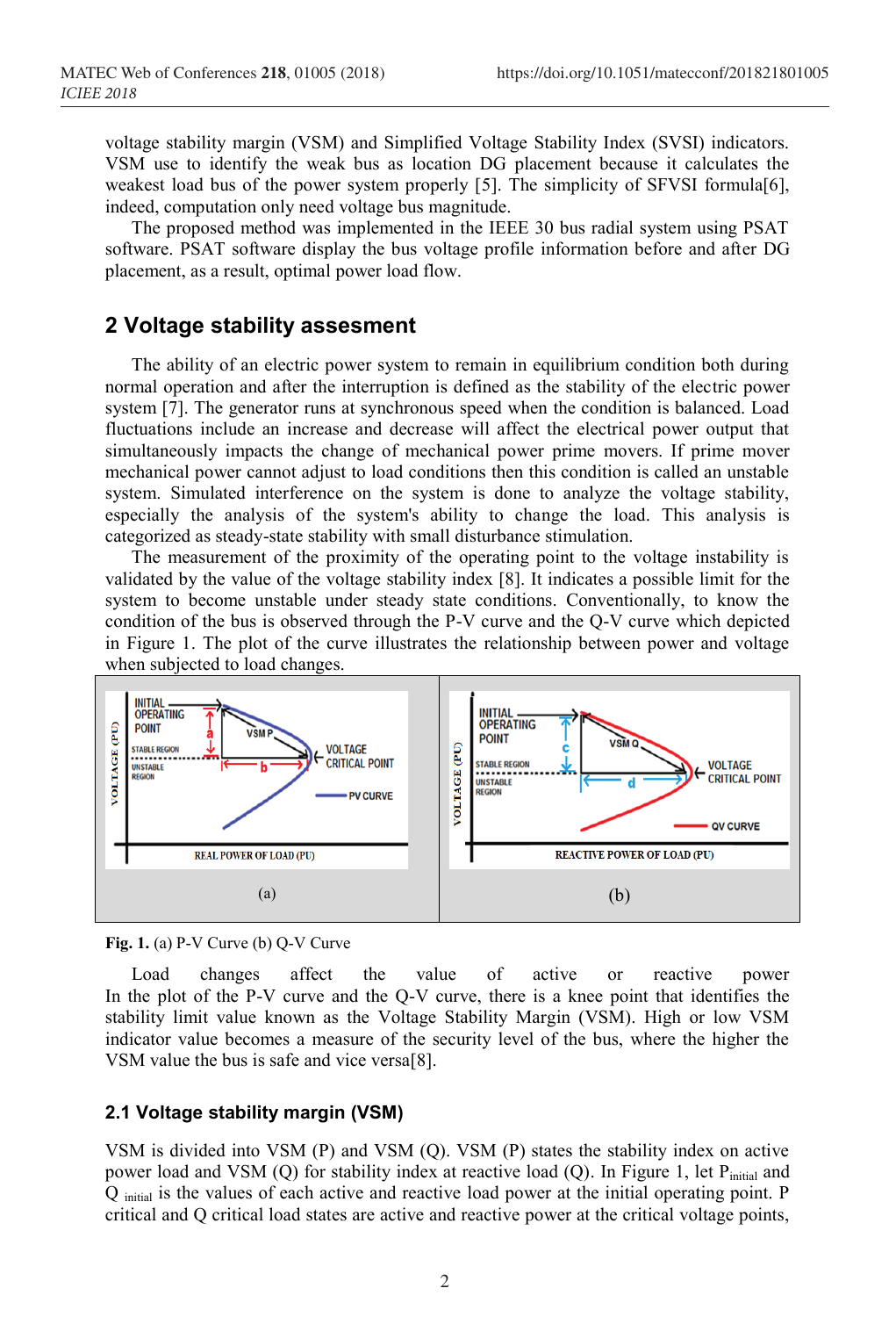voltage stability margin (VSM) and Simplified Voltage Stability Index (SVSI) indicators. VSM use to identify the weak bus as location DG placement because it calculates the weakest load bus of the power system properly [5]. The simplicity of SFVSI formula[6], indeed, computation only need voltage bus magnitude.

The proposed method was implemented in the IEEE 30 bus radial system using PSAT software. PSAT software display the bus voltage profile information before and after DG placement, as a result, optimal power load flow.

## 2 Voltage stability assesment

The ability of an electric power system to remain in equilibrium condition both during normal operation and after the interruption is defined as the stability of the electric power system [7]. The generator runs at synchronous speed when the condition is balanced. Load fluctuations include an increase and decrease will affect the electrical power output that simultaneously impacts the change of mechanical power prime movers. If prime mover mechanical power cannot adjust to load conditions then this condition is called an unstable system. Simulated interference on the system is done to analyze the voltage stability, especially the analysis of the system's ability to change the load. This analysis is categorized as steady-state stability with small disturbance stimulation.

The measurement of the proximity of the operating point to the voltage instability is validated by the value of the voltage stability index [8]. It indicates a possible limit for the system to become unstable under steady state conditions. Conventionally, to know the condition of the bus is observed through the P-V curve and the Q-V curve which depicted in Figure 1. The plot of the curve illustrates the relationship between power and voltage when subjected to load changes.

**Fig. 1.** (a) P-V Curve (b) Q-V Curve

Load changes affect the value of active or reactive power In the plot of the P-V curve and the Q-V curve, there is a knee point that identifies the stability limit value known as the Voltage Stability Margin (VSM). High or low VSM indicator value becomes a measure of the security level of the bus, where the higher the VSM value the bus is safe and vice versa[8].

### 2.1 Voltage stability margin (VSM)

VSM is divided into VSM (P) and VSM (Q). VSM (P) states the stability index on active power load and VSM (Q) for stability index at reactive load (Q). In Figure 1, let $P_{initial}$ and $Q_{initial}$ is the values of each active and reactive load power at the initial operating point. P critical and Q critical load states are active and reactive power at the critical voltage points,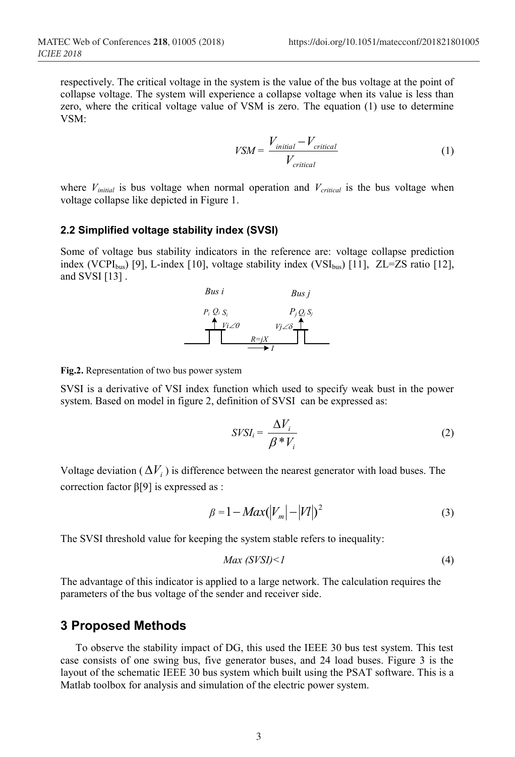respectively. The critical voltage in the system is the value of the bus voltage at the point of collapse voltage. The system will experience a collapse voltage when its value is less than zero, where the critical voltage value of VSM is zero. The equation (1) use to determine VSM:

$$VSM = \frac{V_{initial} - V_{critical}}{V_{critical}} \tag{1}$$

where $V_{initial}$ is bus voltage when normal operation and $V_{critical}$ is the bus voltage when voltage collapse like depicted in Figure 1.

### 2.2 Simplified voltage stability index (SVSI)

Some of voltage bus stability indicators in the reference are: voltage collapse prediction index ($VCPI_{bus}$) [9], L-index [10], voltage stability index ($VSI_{bus}$) [11], ZL=ZS ratio [12], and SVSI [13] .

Bus i | Bus j

$P_i$ $Q_i$ $S_i$ | $P_j$ $Q_j$ $S_j$

$Vi\angle 0$ | $Vj\angle\delta$

$R=jX$

$I$

**Fig.2.** Representation of two bus power system

SVSI is a derivative of VSI index function which used to specify weak bust in the power system. Based on model in figure 2, definition of SVSI can be expressed as:

$$SVSI_i = \frac{\Delta V_i}{\beta * V_i} \tag{2}$$

Voltage deviation ( $\Delta V_i$ ) is difference between the nearest generator with load buses. The correction factor β[9] is expressed as :

$$\beta = 1 - Max(|V_m| - |Vl|)^2 \tag{3}$$

The SVSI threshold value for keeping the system stable refers to inequality:

$$Max\ (SVSI) < 1 \tag{4}$$

The advantage of this indicator is applied to a large network. The calculation requires the parameters of the bus voltage of the sender and receiver side.

## 3 Proposed Methods

To observe the stability impact of DG, this used the IEEE 30 bus test system. This test case consists of one swing bus, five generator buses, and 24 load buses. Figure 3 is the layout of the schematic IEEE 30 bus system which built using the PSAT software. This is a Matlab toolbox for analysis and simulation of the electric power system.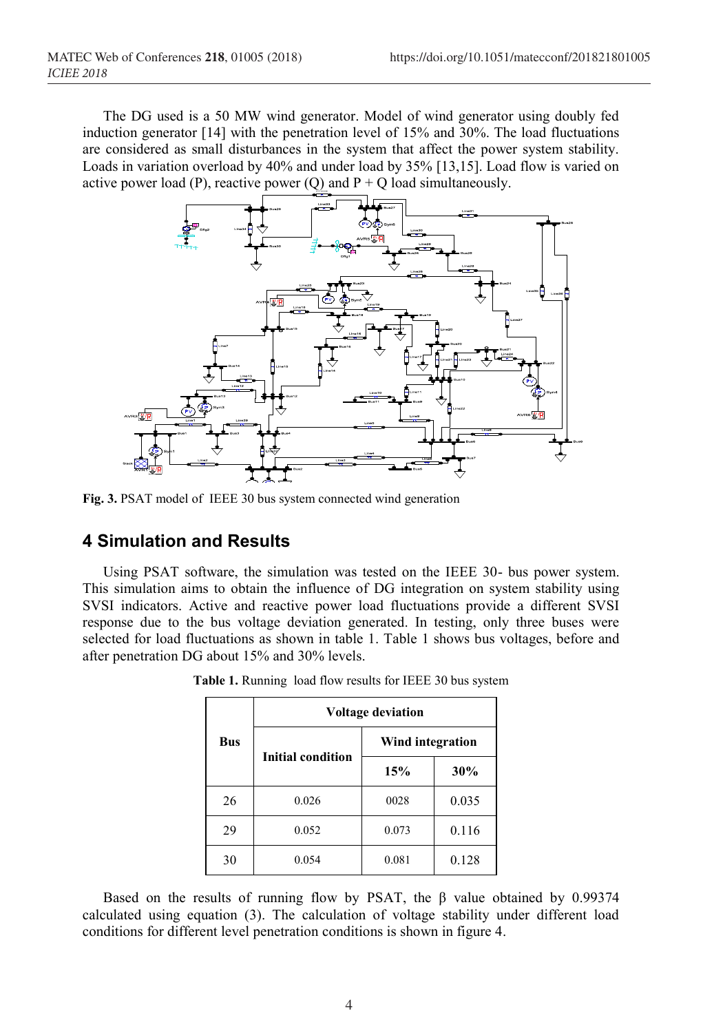The DG used is a 50 MW wind generator. Model of wind generator using doubly fed induction generator [14] with the penetration level of 15% and 30%. The load fluctuations are considered as small disturbances in the system that affect the power system stability. Loads in variation overload by 40% and under load by 35% [13,15]. Load flow is varied on active power load (P), reactive power (Q) and P + Q load simultaneously.

**Fig. 3.** PSAT model of IEEE 30 bus system connected wind generation

## 4 Simulation and Results

Using PSAT software, the simulation was tested on the IEEE 30- bus power system. This simulation aims to obtain the influence of DG integration on system stability using SVSI indicators. Active and reactive power load fluctuations provide a different SVSI response due to the bus voltage deviation generated. In testing, only three buses were selected for load fluctuations as shown in table 1. Table 1 shows bus voltages, before and after penetration DG about 15% and 30% levels.

**Table 1.** Running load flow results for IEEE 30 bus system

| Bus | Voltage deviation | | |
|---|---|---|---|
| | Initial condition | Wind integration | |
| | | 15% | 30% |
| 26 | 0.026 | 0028 | 0.035 |
| 29 | 0.052 | 0.073 | 0.116 |
| 30 | 0.054 | 0.081 | 0.128 |

Based on the results of running flow by PSAT, the β value obtained by 0.99374 calculated using equation (3). The calculation of voltage stability under different load conditions for different level penetration conditions is shown in figure 4.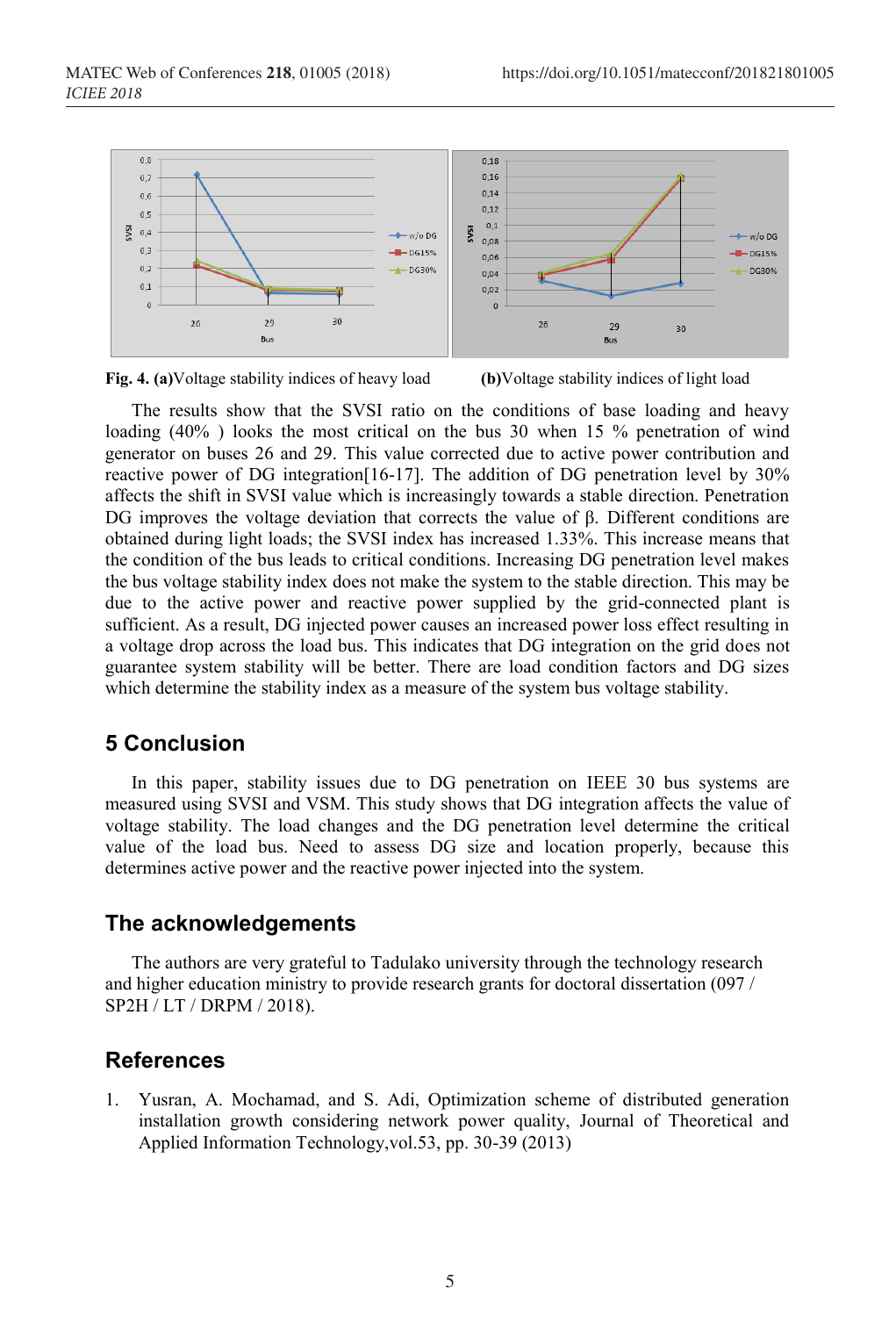**Fig. 4. (a)**Voltage stability indices of heavy load **(b)**Voltage stability indices of light load

The results show that the SVSI ratio on the conditions of base loading and heavy loading (40% ) looks the most critical on the bus 30 when 15 % penetration of wind generator on buses 26 and 29. This value corrected due to active power contribution and reactive power of DG integration[16-17]. The addition of DG penetration level by 30% affects the shift in SVSI value which is increasingly towards a stable direction. Penetration DG improves the voltage deviation that corrects the value of β. Different conditions are obtained during light loads; the SVSI index has increased 1.33%. This increase means that the condition of the bus leads to critical conditions. Increasing DG penetration level makes the bus voltage stability index does not make the system to the stable direction. This may be due to the active power and reactive power supplied by the grid-connected plant is sufficient. As a result, DG injected power causes an increased power loss effect resulting in a voltage drop across the load bus. This indicates that DG integration on the grid does not guarantee system stability will be better. There are load condition factors and DG sizes which determine the stability index as a measure of the system bus voltage stability.

## 5 Conclusion

In this paper, stability issues due to DG penetration on IEEE 30 bus systems are measured using SVSI and VSM. This study shows that DG integration affects the value of voltage stability. The load changes and the DG penetration level determine the critical value of the load bus. Need to assess DG size and location properly, because this determines active power and the reactive power injected into the system.

## The acknowledgements

The authors are very grateful to Tadulako university through the technology research and higher education ministry to provide research grants for doctoral dissertation (097 / SP2H / LT / DRPM / 2018).

## References

1. Yusran, A. Mochamad, and S. Adi, Optimization scheme of distributed generation installation growth considering network power quality, Journal of Theoretical and Applied Information Technology,vol.53, pp. 30-39 (2013)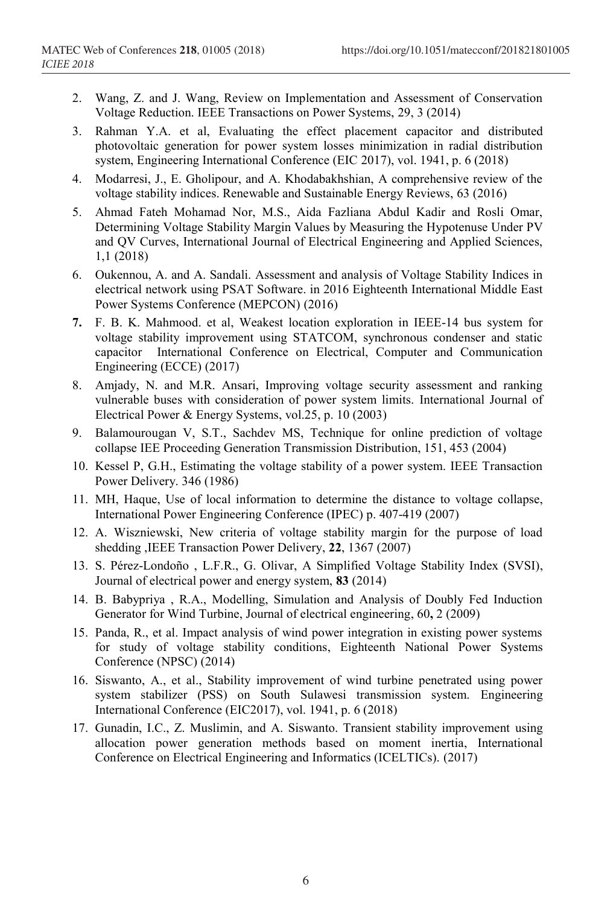2. Wang, Z. and J. Wang, Review on Implementation and Assessment of Conservation Voltage Reduction. IEEE Transactions on Power Systems, 29, 3 (2014)
3. Rahman Y.A. et al, Evaluating the effect placement capacitor and distributed photovoltaic generation for power system losses minimization in radial distribution system, Engineering International Conference (EIC 2017), vol. 1941, p. 6 (2018)
4. Modarresi, J., E. Gholipour, and A. Khodabakhshian, A comprehensive review of the voltage stability indices. Renewable and Sustainable Energy Reviews, 63 (2016)
5. Ahmad Fateh Mohamad Nor, M.S., Aida Fazliana Abdul Kadir and Rosli Omar, Determining Voltage Stability Margin Values by Measuring the Hypotenuse Under PV and QV Curves, International Journal of Electrical Engineering and Applied Sciences, 1,1 (2018)
6. Oukennou, A. and A. Sandali. Assessment and analysis of Voltage Stability Indices in electrical network using PSAT Software. in 2016 Eighteenth International Middle East Power Systems Conference (MEPCON) (2016)
7. F. B. K. Mahmood. et al, Weakest location exploration in IEEE-14 bus system for voltage stability improvement using STATCOM, synchronous condenser and static capacitor International Conference on Electrical, Computer and Communication Engineering (ECCE) (2017)
8. Amjady, N. and M.R. Ansari, Improving voltage security assessment and ranking vulnerable buses with consideration of power system limits. International Journal of Electrical Power & Energy Systems, vol.25, p. 10 (2003)
9. Balamourougan V, S.T., Sachdev MS, Technique for online prediction of voltage collapse IEE Proceeding Generation Transmission Distribution, 151, 453 (2004)
10. Kessel P, G.H., Estimating the voltage stability of a power system. IEEE Transaction Power Delivery. 346 (1986)
11. MH, Haque, Use of local information to determine the distance to voltage collapse, International Power Engineering Conference (IPEC) p. 407-419 (2007)
12. A. Wiszniewski, New criteria of voltage stability margin for the purpose of load shedding ,IEEE Transaction Power Delivery, **22**, 1367 (2007)
13. S. Pérez-Londoño , L.F.R., G. Olivar, A Simplified Voltage Stability Index (SVSI), Journal of electrical power and energy system, **83** (2014)
14. B. Babypriya , R.A., Modelling, Simulation and Analysis of Doubly Fed Induction Generator for Wind Turbine, Journal of electrical engineering, 60**,** 2 (2009)
15. Panda, R., et al. Impact analysis of wind power integration in existing power systems for study of voltage stability conditions, Eighteenth National Power Systems Conference (NPSC) (2014)
16. Siswanto, A., et al., Stability improvement of wind turbine penetrated using power system stabilizer (PSS) on South Sulawesi transmission system. Engineering International Conference (EIC2017), vol. 1941, p. 6 (2018)
17. Gunadin, I.C., Z. Muslimin, and A. Siswanto. Transient stability improvement using allocation power generation methods based on moment inertia, International Conference on Electrical Engineering and Informatics (ICELTICs). (2017)